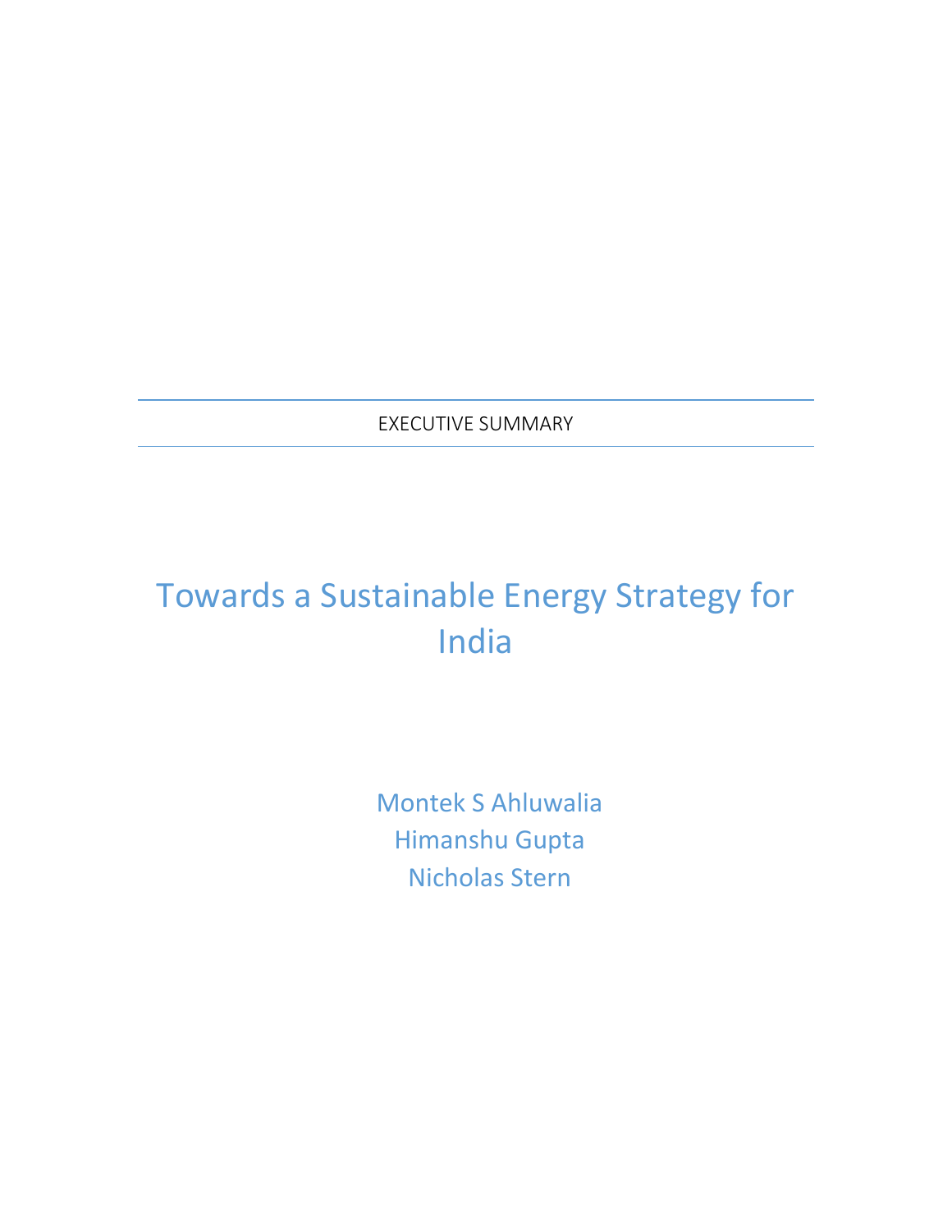EXECUTIVE SUMMARY

# Towards a Sustainable Energy Strategy for India

Montek S Ahluwalia
Himanshu Gupta
Nicholas Stern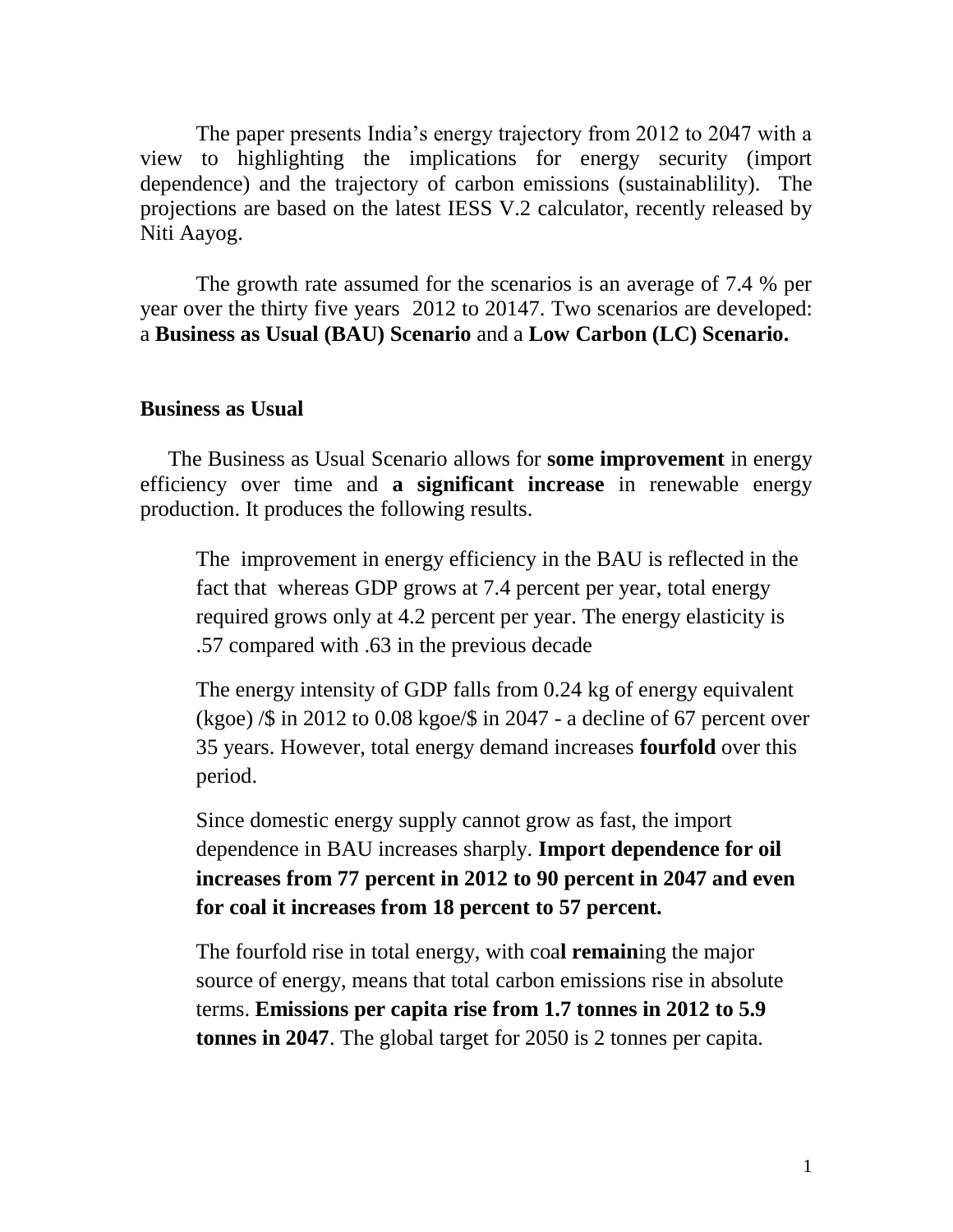The paper presents India's energy trajectory from 2012 to 2047 with a view to highlighting the implications for energy security (import dependence) and the trajectory of carbon emissions (sustainablility). The projections are based on the latest IESS V.2 calculator, recently released by Niti Aayog.

The growth rate assumed for the scenarios is an average of 7.4 % per year over the thirty five years 2012 to 20147. Two scenarios are developed: a **Business as Usual (BAU) Scenario** and a **Low Carbon (LC) Scenario.**

**Business as Usual**

The Business as Usual Scenario allows for **some improvement** in energy efficiency over time and **a significant increase** in renewable energy production. It produces the following results.

> The improvement in energy efficiency in the BAU is reflected in the fact that whereas GDP grows at 7.4 percent per year, total energy required grows only at 4.2 percent per year. The energy elasticity is .57 compared with .63 in the previous decade
>
> The energy intensity of GDP falls from 0.24 kg of energy equivalent (kgoe) /$ in 2012 to 0.08 kgoe/$ in 2047 - a decline of 67 percent over 35 years. However, total energy demand increases **fourfold** over this period.
>
> Since domestic energy supply cannot grow as fast, the import dependence in BAU increases sharply. **Import dependence for oil increases from 77 percent in 2012 to 90 percent in 2047 and even for coal it increases from 18 percent to 57 percent.**
>
> The fourfold rise in total energy, with coa**l remain**ing the major source of energy, means that total carbon emissions rise in absolute terms. **Emissions per capita rise from 1.7 tonnes in 2012 to 5.9 tonnes in 2047**. The global target for 2050 is 2 tonnes per capita.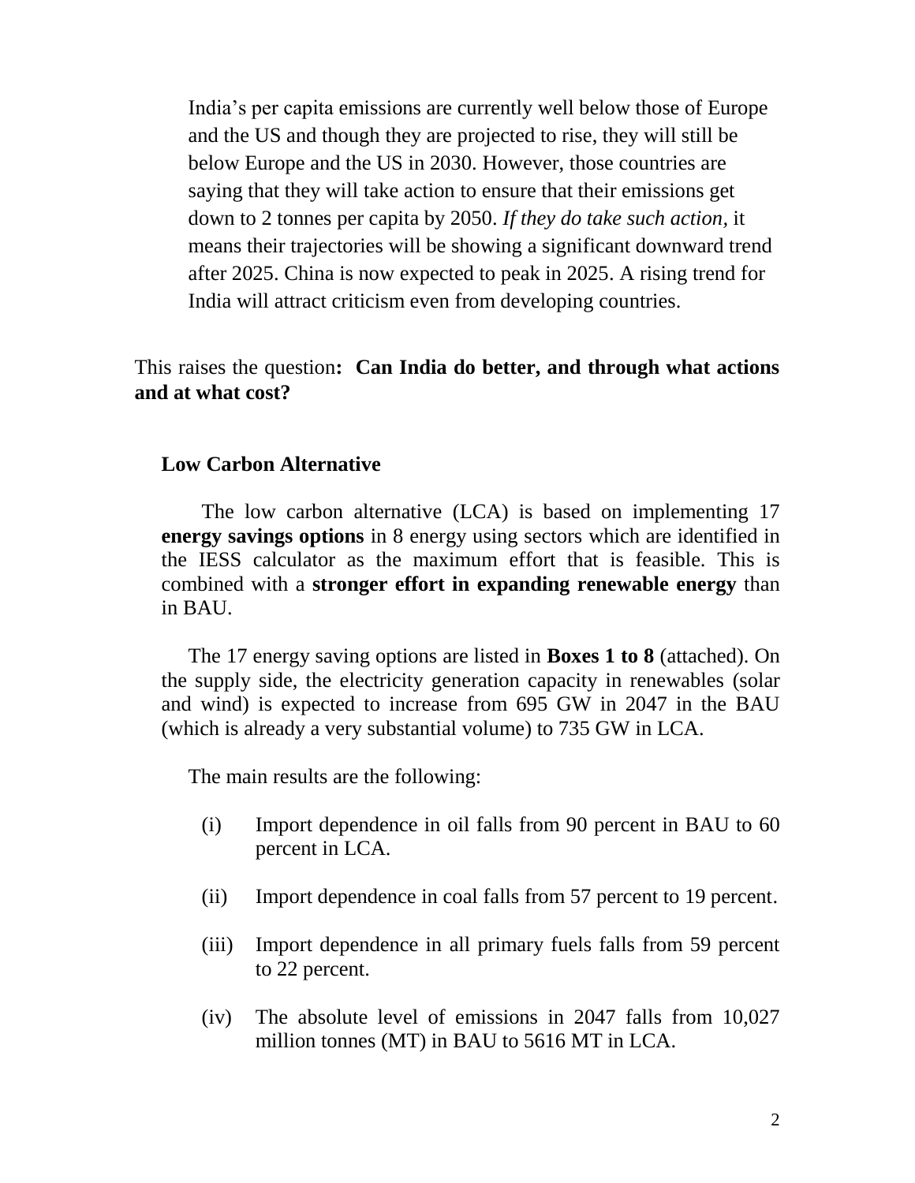India's per capita emissions are currently well below those of Europe and the US and though they are projected to rise, they will still be below Europe and the US in 2030. However, those countries are saying that they will take action to ensure that their emissions get down to 2 tonnes per capita by 2050. *If they do take such action,* it means their trajectories will be showing a significant downward trend after 2025. China is now expected to peak in 2025. A rising trend for India will attract criticism even from developing countries.

This raises the question**: Can India do better, and through what actions and at what cost?**

## Low Carbon Alternative

The low carbon alternative (LCA) is based on implementing 17 **energy savings options** in 8 energy using sectors which are identified in the IESS calculator as the maximum effort that is feasible. This is combined with a **stronger effort in expanding renewable energy** than in BAU.

The 17 energy saving options are listed in **Boxes 1 to 8** (attached). On the supply side, the electricity generation capacity in renewables (solar and wind) is expected to increase from 695 GW in 2047 in the BAU (which is already a very substantial volume) to 735 GW in LCA.

The main results are the following:

(i) Import dependence in oil falls from 90 percent in BAU to 60 percent in LCA.

(ii) Import dependence in coal falls from 57 percent to 19 percent.

(iii) Import dependence in all primary fuels falls from 59 percent to 22 percent.

(iv) The absolute level of emissions in 2047 falls from 10,027 million tonnes (MT) in BAU to 5616 MT in LCA.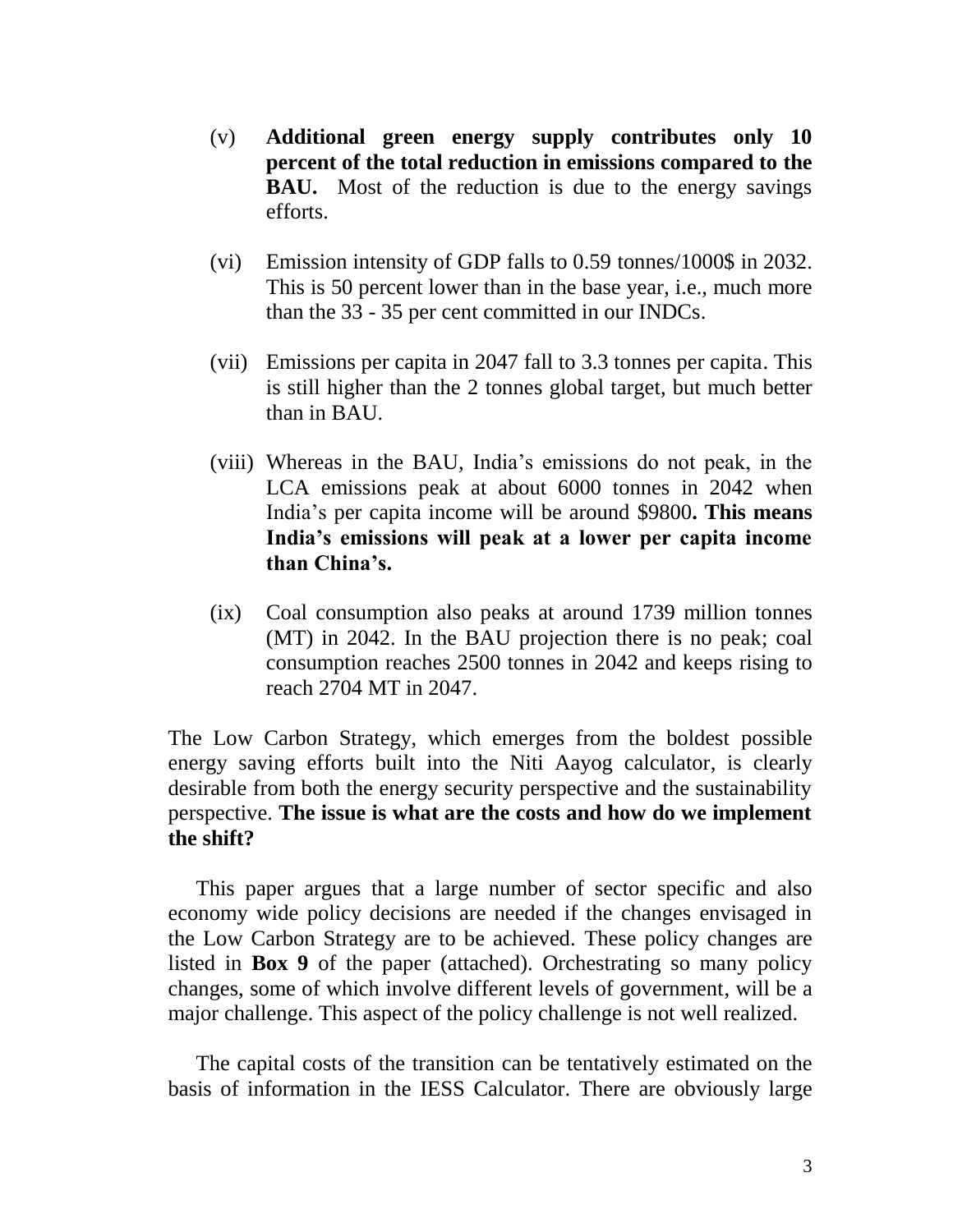(v) **Additional green energy supply contributes only 10 percent of the total reduction in emissions compared to the BAU.** Most of the reduction is due to the energy savings efforts.

(vi) Emission intensity of GDP falls to 0.59 tonnes/1000$ in 2032. This is 50 percent lower than in the base year, i.e., much more than the 33 - 35 per cent committed in our INDCs.

(vii) Emissions per capita in 2047 fall to 3.3 tonnes per capita. This is still higher than the 2 tonnes global target, but much better than in BAU.

(viii) Whereas in the BAU, India's emissions do not peak, in the LCA emissions peak at about 6000 tonnes in 2042 when India's per capita income will be around $9800**. This means India's emissions will peak at a lower per capita income than China's.**

(ix) Coal consumption also peaks at around 1739 million tonnes (MT) in 2042. In the BAU projection there is no peak; coal consumption reaches 2500 tonnes in 2042 and keeps rising to reach 2704 MT in 2047.

The Low Carbon Strategy, which emerges from the boldest possible energy saving efforts built into the Niti Aayog calculator, is clearly desirable from both the energy security perspective and the sustainability perspective. **The issue is what are the costs and how do we implement the shift?**

This paper argues that a large number of sector specific and also economy wide policy decisions are needed if the changes envisaged in the Low Carbon Strategy are to be achieved. These policy changes are listed in **Box 9** of the paper (attached). Orchestrating so many policy changes, some of which involve different levels of government, will be a major challenge. This aspect of the policy challenge is not well realized.

The capital costs of the transition can be tentatively estimated on the basis of information in the IESS Calculator. There are obviously large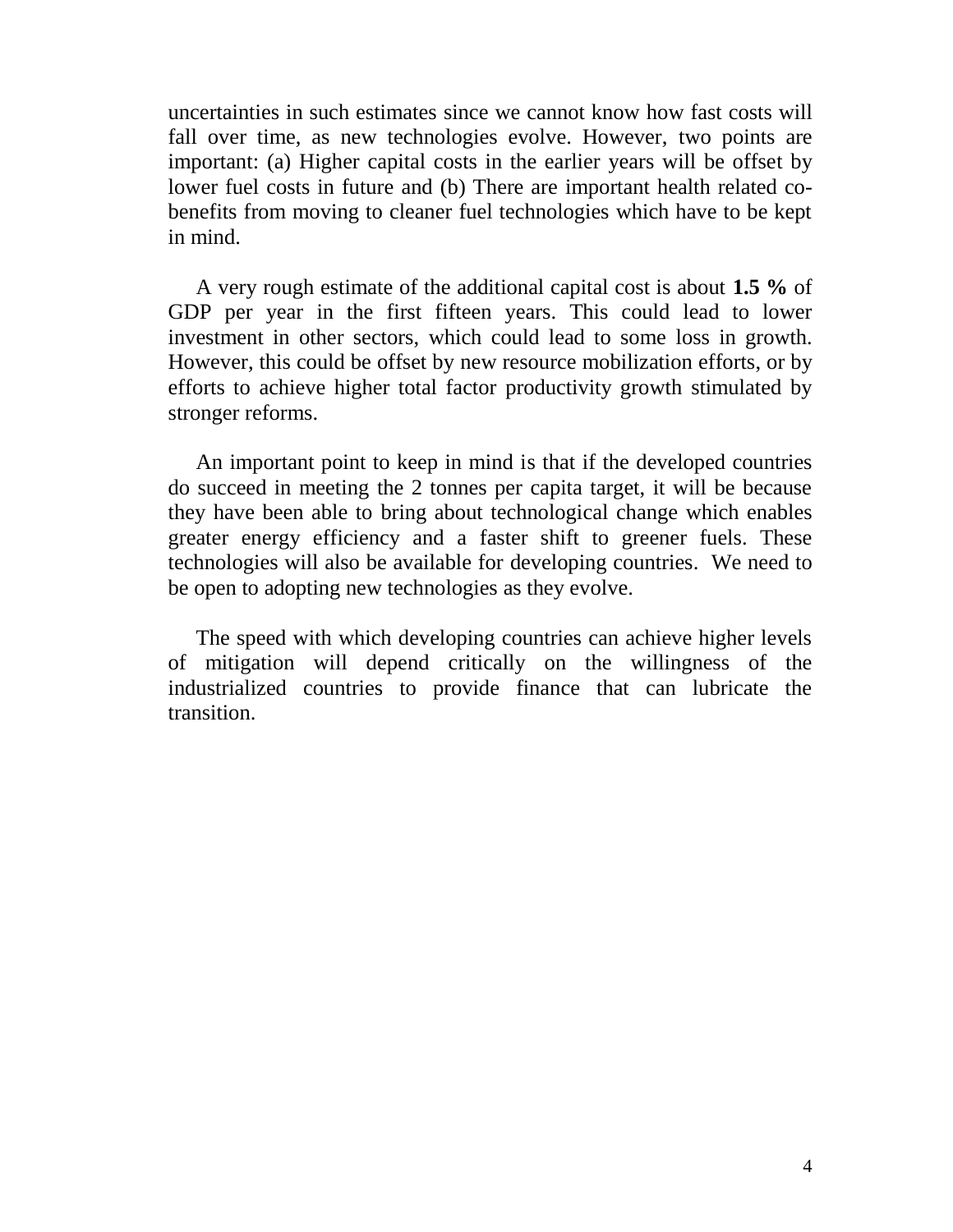uncertainties in such estimates since we cannot know how fast costs will fall over time, as new technologies evolve. However, two points are important: (a) Higher capital costs in the earlier years will be offset by lower fuel costs in future and (b) There are important health related co-benefits from moving to cleaner fuel technologies which have to be kept in mind.

A very rough estimate of the additional capital cost is about **1.5 %** of GDP per year in the first fifteen years. This could lead to lower investment in other sectors, which could lead to some loss in growth. However, this could be offset by new resource mobilization efforts, or by efforts to achieve higher total factor productivity growth stimulated by stronger reforms.

An important point to keep in mind is that if the developed countries do succeed in meeting the 2 tonnes per capita target, it will be because they have been able to bring about technological change which enables greater energy efficiency and a faster shift to greener fuels. These technologies will also be available for developing countries. We need to be open to adopting new technologies as they evolve.

The speed with which developing countries can achieve higher levels of mitigation will depend critically on the willingness of the industrialized countries to provide finance that can lubricate the transition.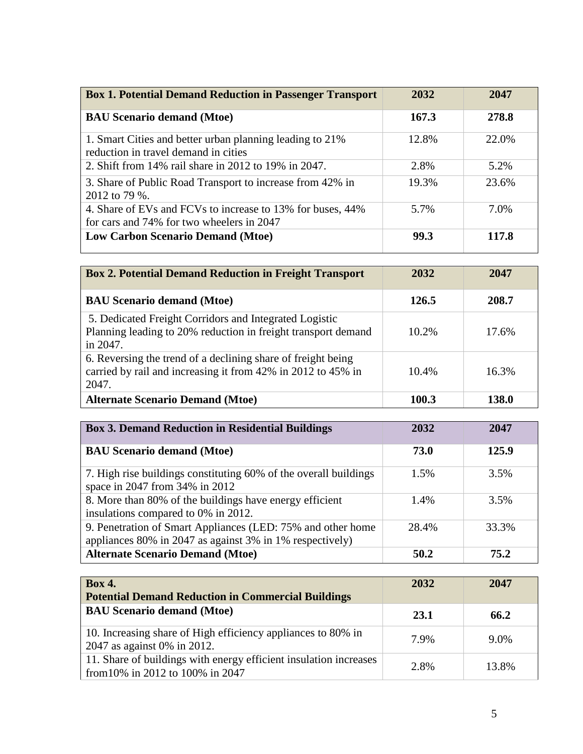| Box 1. Potential Demand Reduction in Passenger Transport | 2032 | 2047 |
|---|---|---|
| **BAU Scenario demand (Mtoe)** | **167.3** | **278.8** |
| 1. Smart Cities and better urban planning leading to 21% reduction in travel demand in cities | 12.8% | 22.0% |
| 2. Shift from 14% rail share in 2012 to 19% in 2047. | 2.8% | 5.2% |
| 3. Share of Public Road Transport to increase from 42% in 2012 to 79 %. | 19.3% | 23.6% |
| 4. Share of EVs and FCVs to increase to 13% for buses, 44% for cars and 74% for two wheelers in 2047 | 5.7% | 7.0% |
| **Low Carbon Scenario Demand (Mtoe)** | **99.3** | **117.8** |

| Box 2. Potential Demand Reduction in Freight Transport | 2032 | 2047 |
|---|---|---|
| **BAU Scenario demand (Mtoe)** | **126.5** | **208.7** |
| 5. Dedicated Freight Corridors and Integrated Logistic Planning leading to 20% reduction in freight transport demand in 2047. | 10.2% | 17.6% |
| 6. Reversing the trend of a declining share of freight being carried by rail and increasing it from 42% in 2012 to 45% in 2047. | 10.4% | 16.3% |
| **Alternate Scenario Demand (Mtoe)** | **100.3** | **138.0** |

| Box 3. Demand Reduction in Residential Buildings | 2032 | 2047 |
|---|---|---|
| **BAU Scenario demand (Mtoe)** | **73.0** | **125.9** |
| 7. High rise buildings constituting 60% of the overall buildings space in 2047 from 34% in 2012 | 1.5% | 3.5% |
| 8. More than 80% of the buildings have energy efficient insulations compared to 0% in 2012. | 1.4% | 3.5% |
| 9. Penetration of Smart Appliances (LED: 75% and other home appliances 80% in 2047 as against 3% in 1% respectively) | 28.4% | 33.3% |
| **Alternate Scenario Demand (Mtoe)** | **50.2** | **75.2** |

| Box 4. Potential Demand Reduction in Commercial Buildings | 2032 | 2047 |
|---|---|---|
| **BAU Scenario demand (Mtoe)** | **23.1** | **66.2** |
| 10. Increasing share of High efficiency appliances to 80% in 2047 as against 0% in 2012. | 7.9% | 9.0% |
| 11. Share of buildings with energy efficient insulation increases from10% in 2012 to 100% in 2047 | 2.8% | 13.8% |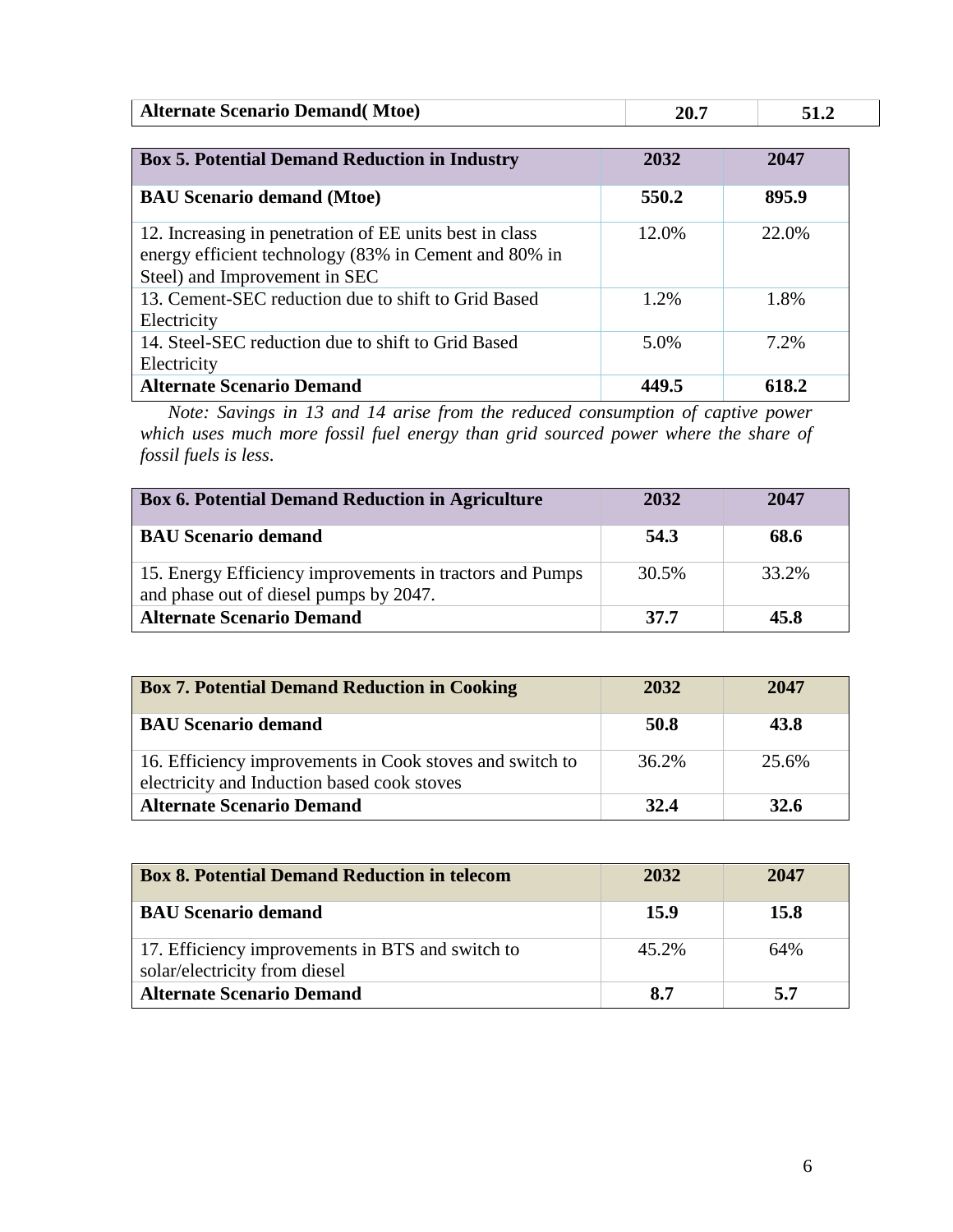| Alternate Scenario Demand( Mtoe) | 20.7 | 51.2 |
|---|---|---|

| Box 5. Potential Demand Reduction in Industry | 2032 | 2047 |
|---|---|---|
| **BAU Scenario demand (Mtoe)** | **550.2** | **895.9** |
| 12. Increasing in penetration of EE units best in class energy efficient technology (83% in Cement and 80% in Steel) and Improvement in SEC | 12.0% | 22.0% |
| 13. Cement-SEC reduction due to shift to Grid Based Electricity | 1.2% | 1.8% |
| 14. Steel-SEC reduction due to shift to Grid Based Electricity | 5.0% | 7.2% |
| **Alternate Scenario Demand** | **449.5** | **618.2** |

*Note: Savings in 13 and 14 arise from the reduced consumption of captive power which uses much more fossil fuel energy than grid sourced power where the share of fossil fuels is less.*

| Box 6. Potential Demand Reduction in Agriculture | 2032 | 2047 |
|---|---|---|
| **BAU Scenario demand** | **54.3** | **68.6** |
| 15. Energy Efficiency improvements in tractors and Pumps and phase out of diesel pumps by 2047. | 30.5% | 33.2% |
| **Alternate Scenario Demand** | **37.7** | **45.8** |

| Box 7. Potential Demand Reduction in Cooking | 2032 | 2047 |
|---|---|---|
| **BAU Scenario demand** | **50.8** | **43.8** |
| 16. Efficiency improvements in Cook stoves and switch to electricity and Induction based cook stoves | 36.2% | 25.6% |
| **Alternate Scenario Demand** | **32.4** | **32.6** |

| Box 8. Potential Demand Reduction in telecom | 2032 | 2047 |
|---|---|---|
| **BAU Scenario demand** | **15.9** | **15.8** |
| 17. Efficiency improvements in BTS and switch to solar/electricity from diesel | 45.2% | 64% |
| **Alternate Scenario Demand** | **8.7** | **5.7** |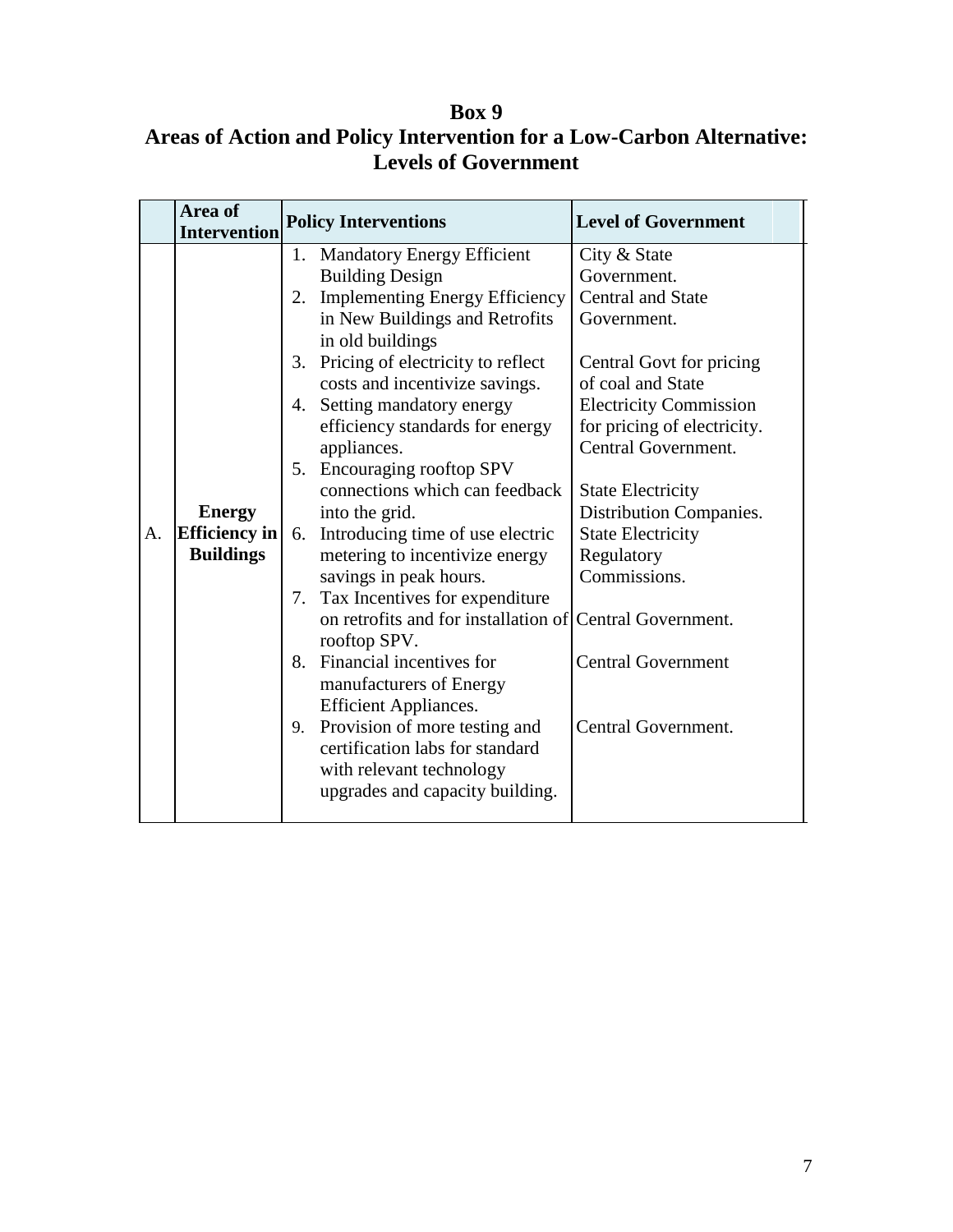# Box 9

## Areas of Action and Policy Intervention for a Low-Carbon Alternative: Levels of Government

| | Area of Intervention | Policy Interventions | Level of Government |
|---|---|---|---|
| A. | **Energy Efficiency in Buildings** | 1. Mandatory Energy Efficient Building Design<br>2. Implementing Energy Efficiency in New Buildings and Retrofits in old buildings<br>3. Pricing of electricity to reflect costs and incentivize savings.<br>4. Setting mandatory energy efficiency standards for energy appliances.<br>5. Encouraging rooftop SPV connections which can feedback into the grid.<br>6. Introducing time of use electric metering to incentivize energy savings in peak hours.<br>7. Tax Incentives for expenditure on retrofits and for installation of rooftop SPV.<br>8. Financial incentives for manufacturers of Energy Efficient Appliances.<br>9. Provision of more testing and certification labs for standard with relevant technology upgrades and capacity building. | City & State Government.<br>Central and State Government.<br>Central Govt for pricing of coal and State Electricity Commission for pricing of electricity.<br>Central Government.<br>State Electricity Distribution Companies.<br>State Electricity Regulatory Commissions.<br>Central Government.<br>Central Government<br>Central Government. |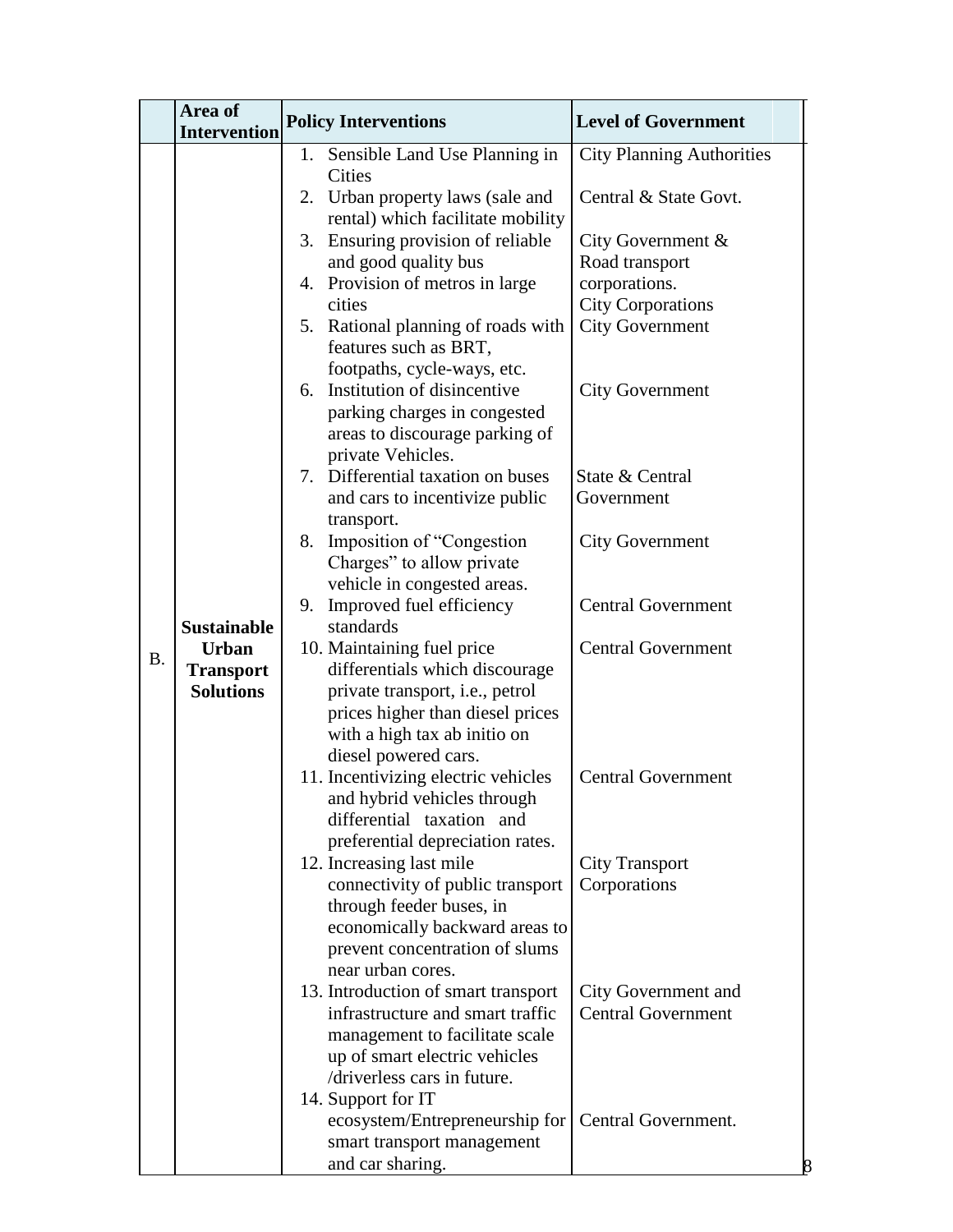| | Area of Intervention | Policy Interventions | Level of Government |
|---|---|---|---|
| B. | **Sustainable Urban Transport Solutions** | 1. Sensible Land Use Planning in Cities | City Planning Authorities |
| | | 2. Urban property laws (sale and rental) which facilitate mobility | Central & State Govt. |
| | | 3. Ensuring provision of reliable and good quality bus | City Government & Road transport corporations. |
| | | 4. Provision of metros in large cities | City Corporations |
| | | 5. Rational planning of roads with features such as BRT, footpaths, cycle-ways, etc. | City Government |
| | | 6. Institution of disincentive parking charges in congested areas to discourage parking of private Vehicles. | City Government |
| | | 7. Differential taxation on buses and cars to incentivize public transport. | State & Central Government |
| | | 8. Imposition of "Congestion Charges" to allow private vehicle in congested areas. | City Government |
| | | 9. Improved fuel efficiency standards | Central Government |
| | | 10. Maintaining fuel price differentials which discourage private transport, i.e., petrol prices higher than diesel prices with a high tax ab initio on diesel powered cars. | Central Government |
| | | 11. Incentivizing electric vehicles and hybrid vehicles through differential taxation and preferential depreciation rates. | Central Government |
| | | 12. Increasing last mile connectivity of public transport through feeder buses, in economically backward areas to prevent concentration of slums near urban cores. | City Transport Corporations |
| | | 13. Introduction of smart transport infrastructure and smart traffic management to facilitate scale up of smart electric vehicles /driverless cars in future. | City Government and Central Government |
| | | 14. Support for IT ecosystem/Entrepreneurship for smart transport management and car sharing. | Central Government. |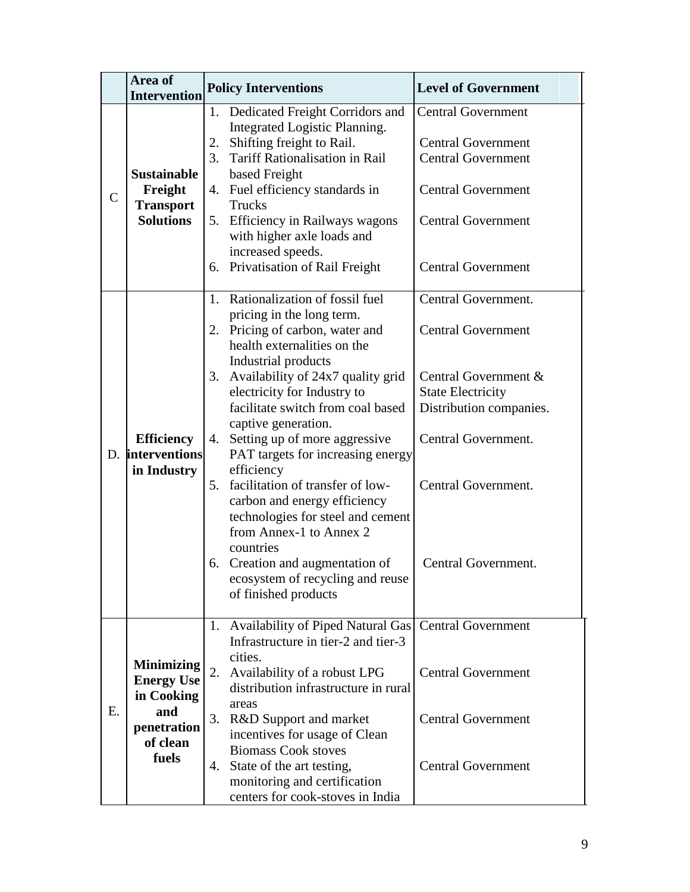| | Area of Intervention | Policy Interventions | Level of Government |
|---|---|---|---|
| C | **Sustainable Freight Transport Solutions** | 1. Dedicated Freight Corridors and Integrated Logistic Planning.<br>2. Shifting freight to Rail.<br>3. Tariff Rationalisation in Rail based Freight<br>4. Fuel efficiency standards in Trucks<br>5. Efficiency in Railways wagons with higher axle loads and increased speeds.<br>6. Privatisation of Rail Freight | Central Government<br>Central Government<br>Central Government<br>Central Government<br>Central Government<br>Central Government |
| D. | **Efficiency interventions in Industry** | 1. Rationalization of fossil fuel pricing in the long term.<br>2. Pricing of carbon, water and health externalities on the Industrial products<br>3. Availability of 24x7 quality grid electricity for Industry to facilitate switch from coal based captive generation.<br>4. Setting up of more aggressive PAT targets for increasing energy efficiency<br>5. facilitation of transfer of low-carbon and energy efficiency technologies for steel and cement from Annex-1 to Annex 2 countries<br>6. Creation and augmentation of ecosystem of recycling and reuse of finished products | Central Government.<br>Central Government<br>Central Government & State Electricity Distribution companies.<br>Central Government.<br>Central Government.<br>Central Government. |
| E. | **Minimizing Energy Use in Cooking and penetration of clean fuels** | 1. Availability of Piped Natural Gas Infrastructure in tier-2 and tier-3 cities.<br>2. Availability of a robust LPG distribution infrastructure in rural areas<br>3. R&D Support and market incentives for usage of Clean Biomass Cook stoves<br>4. State of the art testing, monitoring and certification centers for cook-stoves in India | Central Government<br>Central Government<br>Central Government<br>Central Government |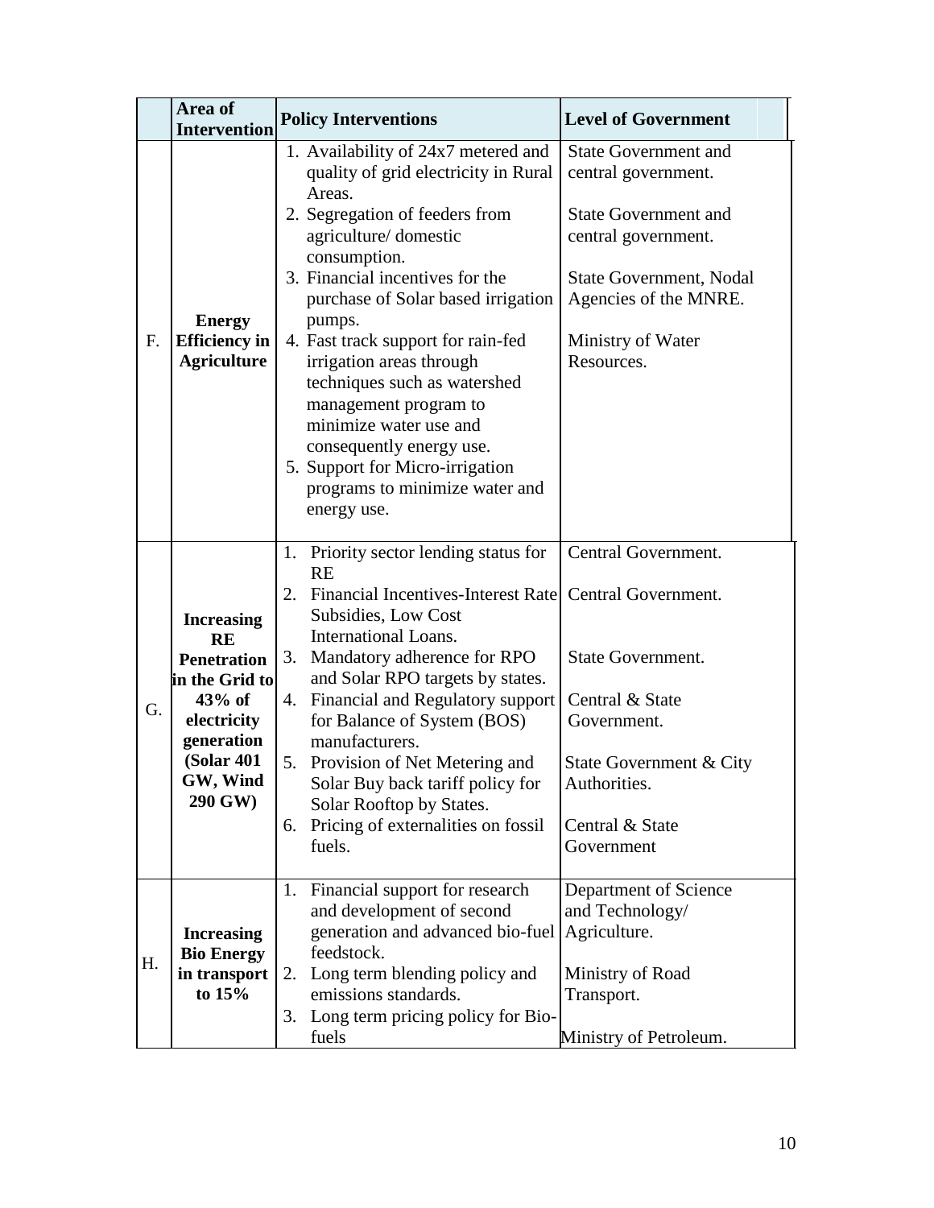| | Area of Intervention | Policy Interventions | Level of Government |
|---|---|---|---|
| F. | **Energy Efficiency in Agriculture** | 1. Availability of 24x7 metered and quality of grid electricity in Rural Areas.<br>2. Segregation of feeders from agriculture/ domestic consumption.<br>3. Financial incentives for the purchase of Solar based irrigation pumps.<br>4. Fast track support for rain-fed irrigation areas through techniques such as watershed management program to minimize water use and consequently energy use.<br>5. Support for Micro-irrigation programs to minimize water and energy use. | State Government and central government.<br><br>State Government and central government.<br><br>State Government, Nodal Agencies of the MNRE.<br><br>Ministry of Water Resources. |
| G. | **Increasing RE Penetration in the Grid to 43% of electricity generation (Solar 401 GW, Wind 290 GW)** | 1. Priority sector lending status for RE<br>2. Financial Incentives-Interest Rate Subsidies, Low Cost International Loans.<br>3. Mandatory adherence for RPO and Solar RPO targets by states.<br>4. Financial and Regulatory support for Balance of System (BOS) manufacturers.<br>5. Provision of Net Metering and Solar Buy back tariff policy for Solar Rooftop by States.<br>6. Pricing of externalities on fossil fuels. | Central Government.<br><br>Central Government.<br><br>State Government.<br><br>Central & State Government.<br><br>State Government & City Authorities.<br><br>Central & State Government |
| H. | **Increasing Bio Energy in transport to 15%** | 1. Financial support for research and development of second generation and advanced bio-fuel feedstock.<br>2. Long term blending policy and emissions standards.<br>3. Long term pricing policy for Bio-fuels | Department of Science and Technology/ Agriculture.<br><br>Ministry of Road Transport.<br><br>Ministry of Petroleum. |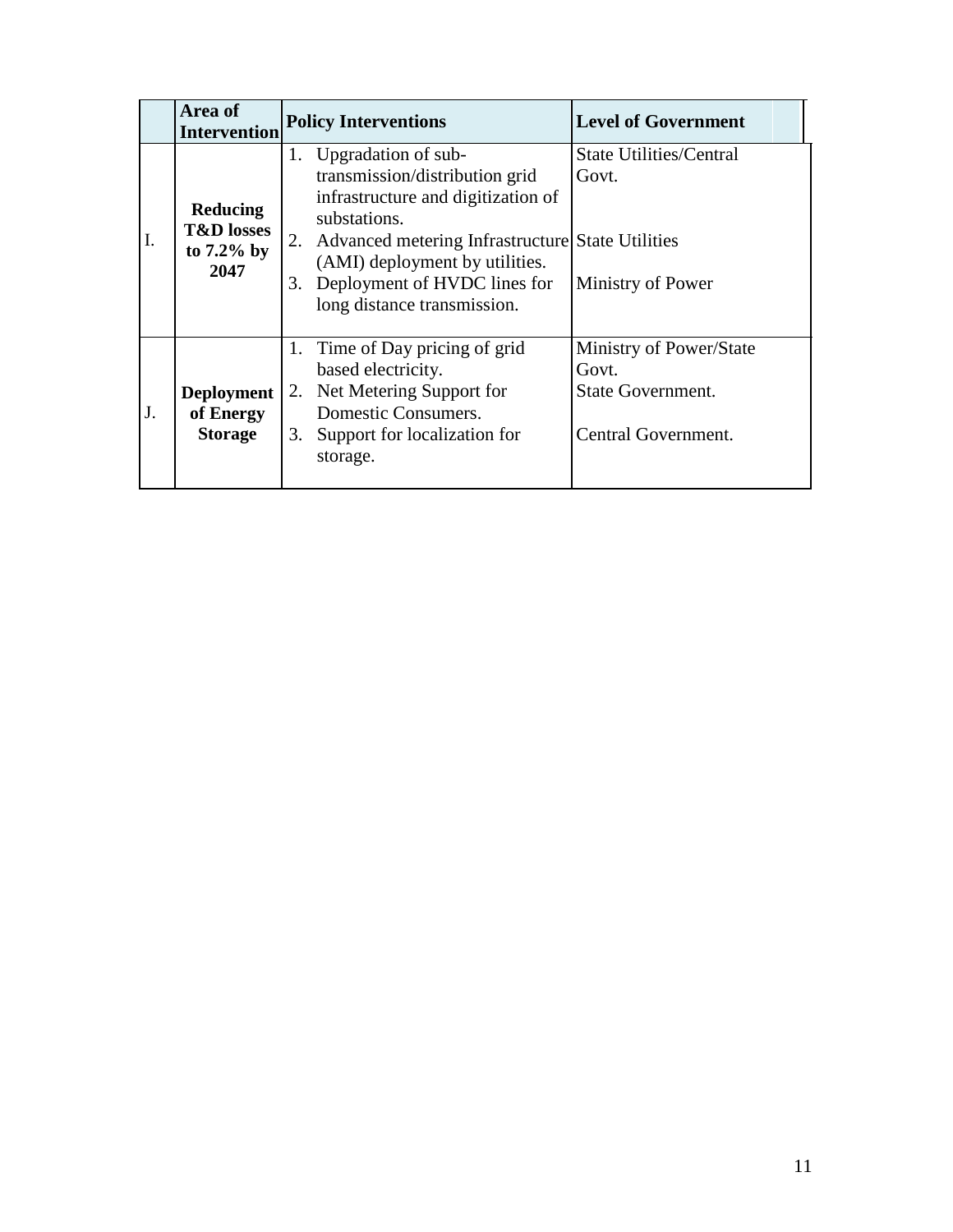| | Area of Intervention | Policy Interventions | Level of Government |
|---|---|---|---|
| I. | **Reducing T&D losses to 7.2% by 2047** | 1. Upgradation of sub-transmission/distribution grid infrastructure and digitization of substations.<br>2. Advanced metering Infrastructure (AMI) deployment by utilities.<br>3. Deployment of HVDC lines for long distance transmission. | State Utilities/Central Govt.<br><br>State Utilities<br><br>Ministry of Power |
| J. | **Deployment of Energy Storage** | 1. Time of Day pricing of grid based electricity.<br>2. Net Metering Support for Domestic Consumers.<br>3. Support for localization for storage. | Ministry of Power/State Govt.<br>State Government.<br><br>Central Government. |